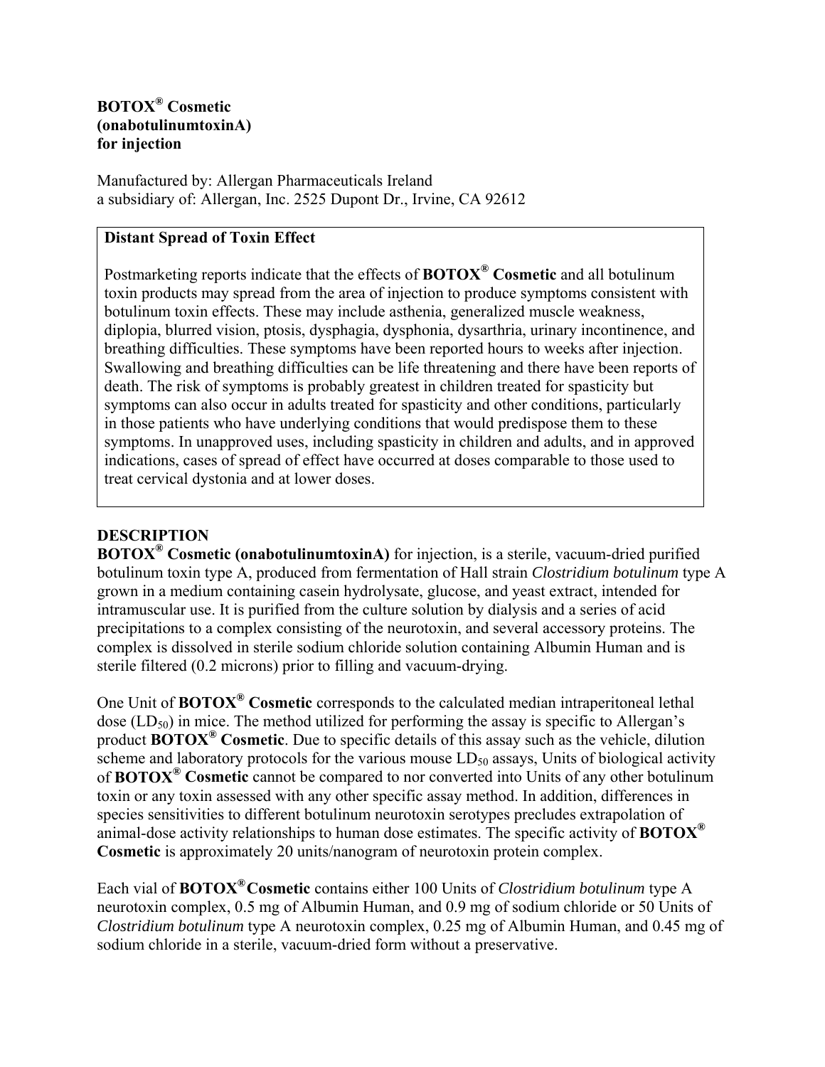**BOTOX® Cosmetic**
**(onabotulinumtoxinA)**
**for injection**

Manufactured by: Allergan Pharmaceuticals Ireland
a subsidiary of: Allergan, Inc. 2525 Dupont Dr., Irvine, CA 92612

> **Distant Spread of Toxin Effect**
>
> Postmarketing reports indicate that the effects of **BOTOX® Cosmetic** and all botulinum toxin products may spread from the area of injection to produce symptoms consistent with botulinum toxin effects. These may include asthenia, generalized muscle weakness, diplopia, blurred vision, ptosis, dysphagia, dysphonia, dysarthria, urinary incontinence, and breathing difficulties. These symptoms have been reported hours to weeks after injection. Swallowing and breathing difficulties can be life threatening and there have been reports of death. The risk of symptoms is probably greatest in children treated for spasticity but symptoms can also occur in adults treated for spasticity and other conditions, particularly in those patients who have underlying conditions that would predispose them to these symptoms. In unapproved uses, including spasticity in children and adults, and in approved indications, cases of spread of effect have occurred at doses comparable to those used to treat cervical dystonia and at lower doses.

## DESCRIPTION

**BOTOX® Cosmetic (onabotulinumtoxinA)** for injection, is a sterile, vacuum-dried purified botulinum toxin type A, produced from fermentation of Hall strain *Clostridium botulinum* type A grown in a medium containing casein hydrolysate, glucose, and yeast extract, intended for intramuscular use. It is purified from the culture solution by dialysis and a series of acid precipitations to a complex consisting of the neurotoxin, and several accessory proteins. The complex is dissolved in sterile sodium chloride solution containing Albumin Human and is sterile filtered (0.2 microns) prior to filling and vacuum-drying.

One Unit of **BOTOX® Cosmetic** corresponds to the calculated median intraperitoneal lethal dose ($LD_{50}$) in mice. The method utilized for performing the assay is specific to Allergan's product **BOTOX® Cosmetic**. Due to specific details of this assay such as the vehicle, dilution scheme and laboratory protocols for the various mouse $LD_{50}$ assays, Units of biological activity of **BOTOX® Cosmetic** cannot be compared to nor converted into Units of any other botulinum toxin or any toxin assessed with any other specific assay method. In addition, differences in species sensitivities to different botulinum neurotoxin serotypes precludes extrapolation of animal-dose activity relationships to human dose estimates. The specific activity of **BOTOX® Cosmetic** is approximately 20 units/nanogram of neurotoxin protein complex.

Each vial of **BOTOX® Cosmetic** contains either 100 Units of *Clostridium botulinum* type A neurotoxin complex, 0.5 mg of Albumin Human, and 0.9 mg of sodium chloride or 50 Units of *Clostridium botulinum* type A neurotoxin complex, 0.25 mg of Albumin Human, and 0.45 mg of sodium chloride in a sterile, vacuum-dried form without a preservative.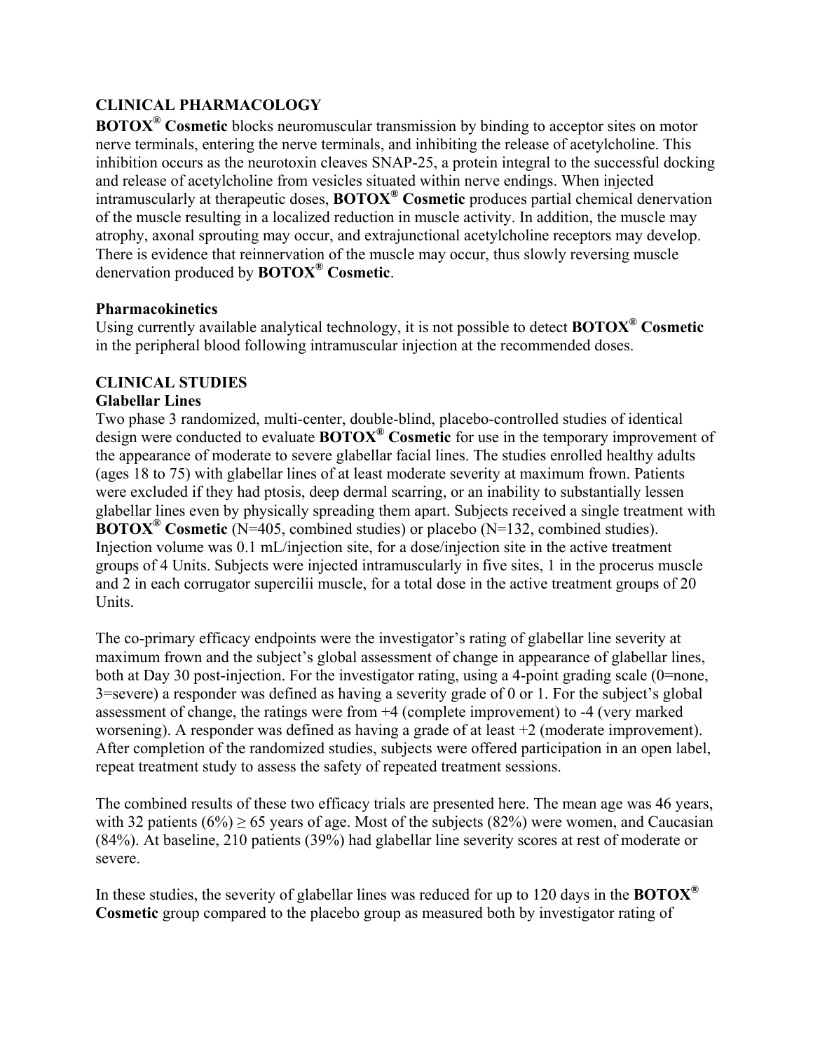## CLINICAL PHARMACOLOGY

**BOTOX® Cosmetic** blocks neuromuscular transmission by binding to acceptor sites on motor nerve terminals, entering the nerve terminals, and inhibiting the release of acetylcholine. This inhibition occurs as the neurotoxin cleaves SNAP-25, a protein integral to the successful docking and release of acetylcholine from vesicles situated within nerve endings. When injected intramuscularly at therapeutic doses, **BOTOX® Cosmetic** produces partial chemical denervation of the muscle resulting in a localized reduction in muscle activity. In addition, the muscle may atrophy, axonal sprouting may occur, and extrajunctional acetylcholine receptors may develop. There is evidence that reinnervation of the muscle may occur, thus slowly reversing muscle denervation produced by **BOTOX® Cosmetic**.

### Pharmacokinetics

Using currently available analytical technology, it is not possible to detect **BOTOX® Cosmetic** in the peripheral blood following intramuscular injection at the recommended doses.

## CLINICAL STUDIES

### Glabellar Lines

Two phase 3 randomized, multi-center, double-blind, placebo-controlled studies of identical design were conducted to evaluate **BOTOX® Cosmetic** for use in the temporary improvement of the appearance of moderate to severe glabellar facial lines. The studies enrolled healthy adults (ages 18 to 75) with glabellar lines of at least moderate severity at maximum frown. Patients were excluded if they had ptosis, deep dermal scarring, or an inability to substantially lessen glabellar lines even by physically spreading them apart. Subjects received a single treatment with **BOTOX® Cosmetic** (N=405, combined studies) or placebo (N=132, combined studies). Injection volume was 0.1 mL/injection site, for a dose/injection site in the active treatment groups of 4 Units. Subjects were injected intramuscularly in five sites, 1 in the procerus muscle and 2 in each corrugator supercilii muscle, for a total dose in the active treatment groups of 20 Units.

The co-primary efficacy endpoints were the investigator's rating of glabellar line severity at maximum frown and the subject's global assessment of change in appearance of glabellar lines, both at Day 30 post-injection. For the investigator rating, using a 4-point grading scale (0=none, 3=severe) a responder was defined as having a severity grade of 0 or 1. For the subject's global assessment of change, the ratings were from +4 (complete improvement) to -4 (very marked worsening). A responder was defined as having a grade of at least +2 (moderate improvement). After completion of the randomized studies, subjects were offered participation in an open label, repeat treatment study to assess the safety of repeated treatment sessions.

The combined results of these two efficacy trials are presented here. The mean age was 46 years, with 32 patients (6%) ≥ 65 years of age. Most of the subjects (82%) were women, and Caucasian (84%). At baseline, 210 patients (39%) had glabellar line severity scores at rest of moderate or severe.

In these studies, the severity of glabellar lines was reduced for up to 120 days in the **BOTOX® Cosmetic** group compared to the placebo group as measured both by investigator rating of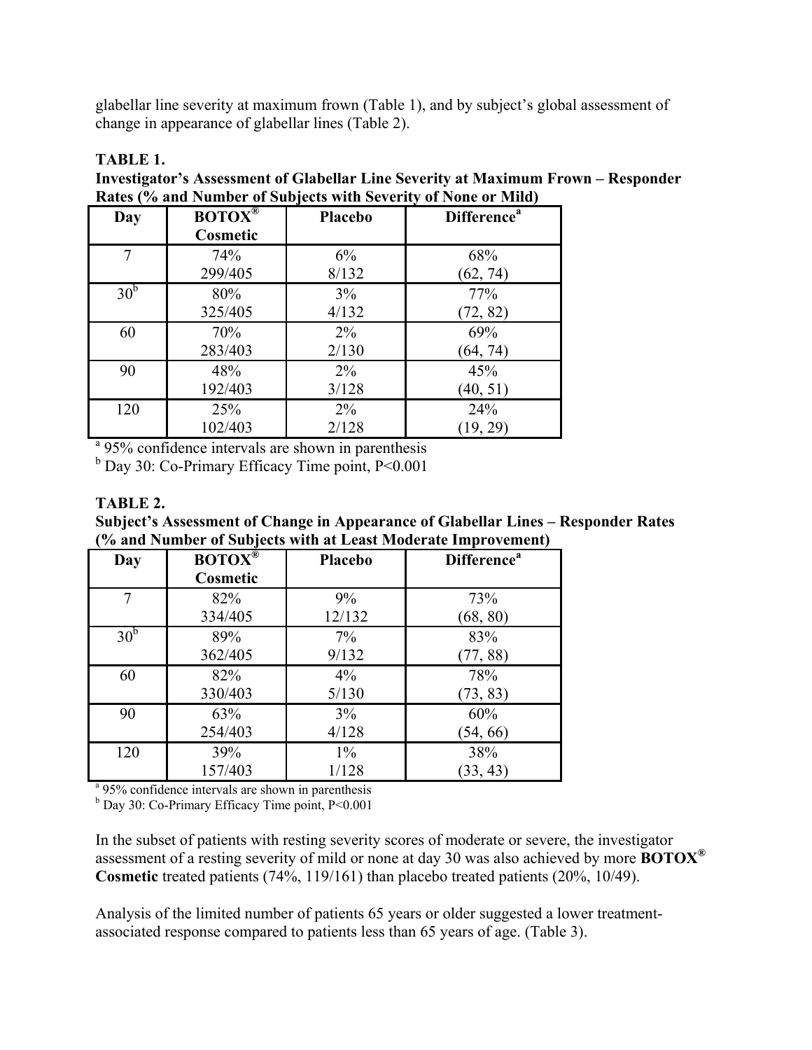glabellar line severity at maximum frown (Table 1), and by subject's global assessment of change in appearance of glabellar lines (Table 2).

**TABLE 1.**
**Investigator's Assessment of Glabellar Line Severity at Maximum Frown – Responder Rates (% and Number of Subjects with Severity of None or Mild)**

| Day | BOTOX® Cosmetic | Placebo | Difference[a] |
|---|---|---|---|
| 7 | 74% 299/405 | 6% 8/132 | 68% (62, 74) |
| 30[b] | 80% 325/405 | 3% 4/132 | 77% (72, 82) |
| 60 | 70% 283/403 | 2% 2/130 | 69% (64, 74) |
| 90 | 48% 192/403 | 2% 3/128 | 45% (40, 51) |
| 120 | 25% 102/403 | 2% 2/128 | 24% (19, 29) |

[a] 95% confidence intervals are shown in parenthesis
[b] Day 30: Co-Primary Efficacy Time point, $P<0.001$

**TABLE 2.**
**Subject's Assessment of Change in Appearance of Glabellar Lines – Responder Rates (% and Number of Subjects with at Least Moderate Improvement)**

| Day | BOTOX® Cosmetic | Placebo | Difference[a] |
|---|---|---|---|
| 7 | 82% 334/405 | 9% 12/132 | 73% (68, 80) |
| 30[b] | 89% 362/405 | 7% 9/132 | 83% (77, 88) |
| 60 | 82% 330/403 | 4% 5/130 | 78% (73, 83) |
| 90 | 63% 254/403 | 3% 4/128 | 60% (54, 66) |
| 120 | 39% 157/403 | 1% 1/128 | 38% (33, 43) |

[a] 95% confidence intervals are shown in parenthesis
[b] Day 30: Co-Primary Efficacy Time point, $P<0.001$

In the subset of patients with resting severity scores of moderate or severe, the investigator assessment of a resting severity of mild or none at day 30 was also achieved by more **BOTOX® Cosmetic** treated patients (74%, 119/161) than placebo treated patients (20%, 10/49).

Analysis of the limited number of patients 65 years or older suggested a lower treatment-associated response compared to patients less than 65 years of age. (Table 3).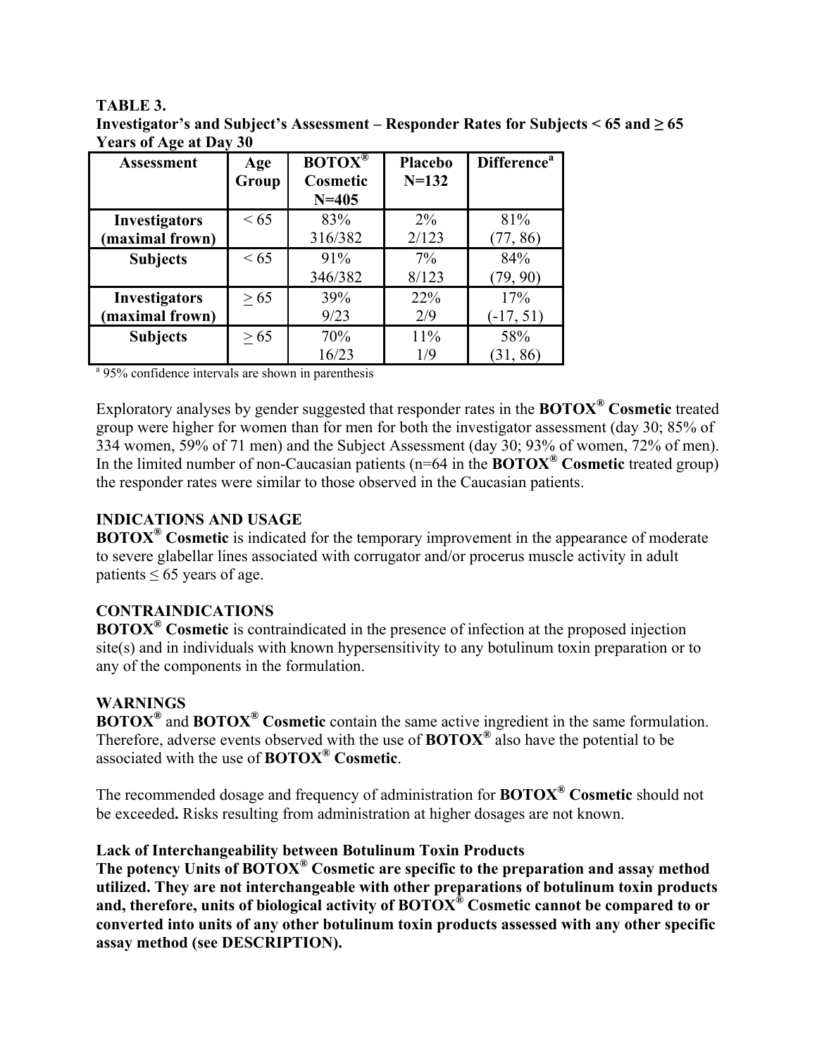**TABLE 3.**
**Investigator's and Subject's Assessment – Responder Rates for Subjects < 65 and ≥ 65 Years of Age at Day 30**

| Assessment | Age Group | BOTOX® Cosmetic N=405 | Placebo N=132 | Difference[a] |
|---|---|---|---|---|
| **Investigators (maximal frown)** | < 65 | 83% 316/382 | 2% 2/123 | 81% (77, 86) |
| **Subjects** | < 65 | 91% 346/382 | 7% 8/123 | 84% (79, 90) |
| **Investigators (maximal frown)** | ≥ 65 | 39% 9/23 | 22% 2/9 | 17% (-17, 51) |
| **Subjects** | ≥ 65 | 70% 16/23 | 11% 1/9 | 58% (31, 86) |

[a] 95% confidence intervals are shown in parenthesis

Exploratory analyses by gender suggested that responder rates in the **BOTOX® Cosmetic** treated group were higher for women than for men for both the investigator assessment (day 30; 85% of 334 women, 59% of 71 men) and the Subject Assessment (day 30; 93% of women, 72% of men). In the limited number of non-Caucasian patients (n=64 in the **BOTOX® Cosmetic** treated group) the responder rates were similar to those observed in the Caucasian patients.

## INDICATIONS AND USAGE

**BOTOX® Cosmetic** is indicated for the temporary improvement in the appearance of moderate to severe glabellar lines associated with corrugator and/or procerus muscle activity in adult patients ≤ 65 years of age.

## CONTRAINDICATIONS

**BOTOX® Cosmetic** is contraindicated in the presence of infection at the proposed injection site(s) and in individuals with known hypersensitivity to any botulinum toxin preparation or to any of the components in the formulation.

## WARNINGS

**BOTOX®** and **BOTOX® Cosmetic** contain the same active ingredient in the same formulation. Therefore, adverse events observed with the use of **BOTOX®** also have the potential to be associated with the use of **BOTOX® Cosmetic**.

The recommended dosage and frequency of administration for **BOTOX® Cosmetic** should not be exceeded**.** Risks resulting from administration at higher dosages are not known.

### Lack of Interchangeability between Botulinum Toxin Products

**The potency Units of BOTOX® Cosmetic are specific to the preparation and assay method utilized. They are not interchangeable with other preparations of botulinum toxin products and, therefore, units of biological activity of BOTOX® Cosmetic cannot be compared to or converted into units of any other botulinum toxin products assessed with any other specific assay method (see DESCRIPTION).**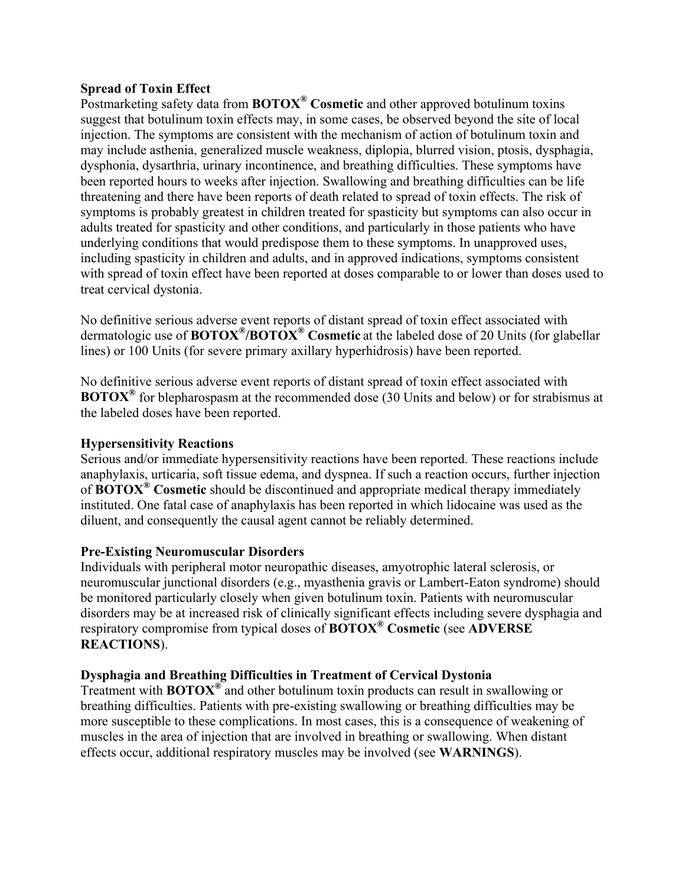**Spread of Toxin Effect**
Postmarketing safety data from **BOTOX® Cosmetic** and other approved botulinum toxins suggest that botulinum toxin effects may, in some cases, be observed beyond the site of local injection. The symptoms are consistent with the mechanism of action of botulinum toxin and may include asthenia, generalized muscle weakness, diplopia, blurred vision, ptosis, dysphagia, dysphonia, dysarthria, urinary incontinence, and breathing difficulties. These symptoms have been reported hours to weeks after injection. Swallowing and breathing difficulties can be life threatening and there have been reports of death related to spread of toxin effects. The risk of symptoms is probably greatest in children treated for spasticity but symptoms can also occur in adults treated for spasticity and other conditions, and particularly in those patients who have underlying conditions that would predispose them to these symptoms. In unapproved uses, including spasticity in children and adults, and in approved indications, symptoms consistent with spread of toxin effect have been reported at doses comparable to or lower than doses used to treat cervical dystonia.

No definitive serious adverse event reports of distant spread of toxin effect associated with dermatologic use of **BOTOX®/BOTOX® Cosmetic** at the labeled dose of 20 Units (for glabellar lines) or 100 Units (for severe primary axillary hyperhidrosis) have been reported.

No definitive serious adverse event reports of distant spread of toxin effect associated with **BOTOX®** for blepharospasm at the recommended dose (30 Units and below) or for strabismus at the labeled doses have been reported.

**Hypersensitivity Reactions**
Serious and/or immediate hypersensitivity reactions have been reported. These reactions include anaphylaxis, urticaria, soft tissue edema, and dyspnea. If such a reaction occurs, further injection of **BOTOX® Cosmetic** should be discontinued and appropriate medical therapy immediately instituted. One fatal case of anaphylaxis has been reported in which lidocaine was used as the diluent, and consequently the causal agent cannot be reliably determined.

**Pre-Existing Neuromuscular Disorders**
Individuals with peripheral motor neuropathic diseases, amyotrophic lateral sclerosis, or neuromuscular junctional disorders (e.g., myasthenia gravis or Lambert-Eaton syndrome) should be monitored particularly closely when given botulinum toxin. Patients with neuromuscular disorders may be at increased risk of clinically significant effects including severe dysphagia and respiratory compromise from typical doses of **BOTOX® Cosmetic** (see **ADVERSE REACTIONS**).

**Dysphagia and Breathing Difficulties in Treatment of Cervical Dystonia**
Treatment with **BOTOX®** and other botulinum toxin products can result in swallowing or breathing difficulties. Patients with pre-existing swallowing or breathing difficulties may be more susceptible to these complications. In most cases, this is a consequence of weakening of muscles in the area of injection that are involved in breathing or swallowing. When distant effects occur, additional respiratory muscles may be involved (see **WARNINGS**).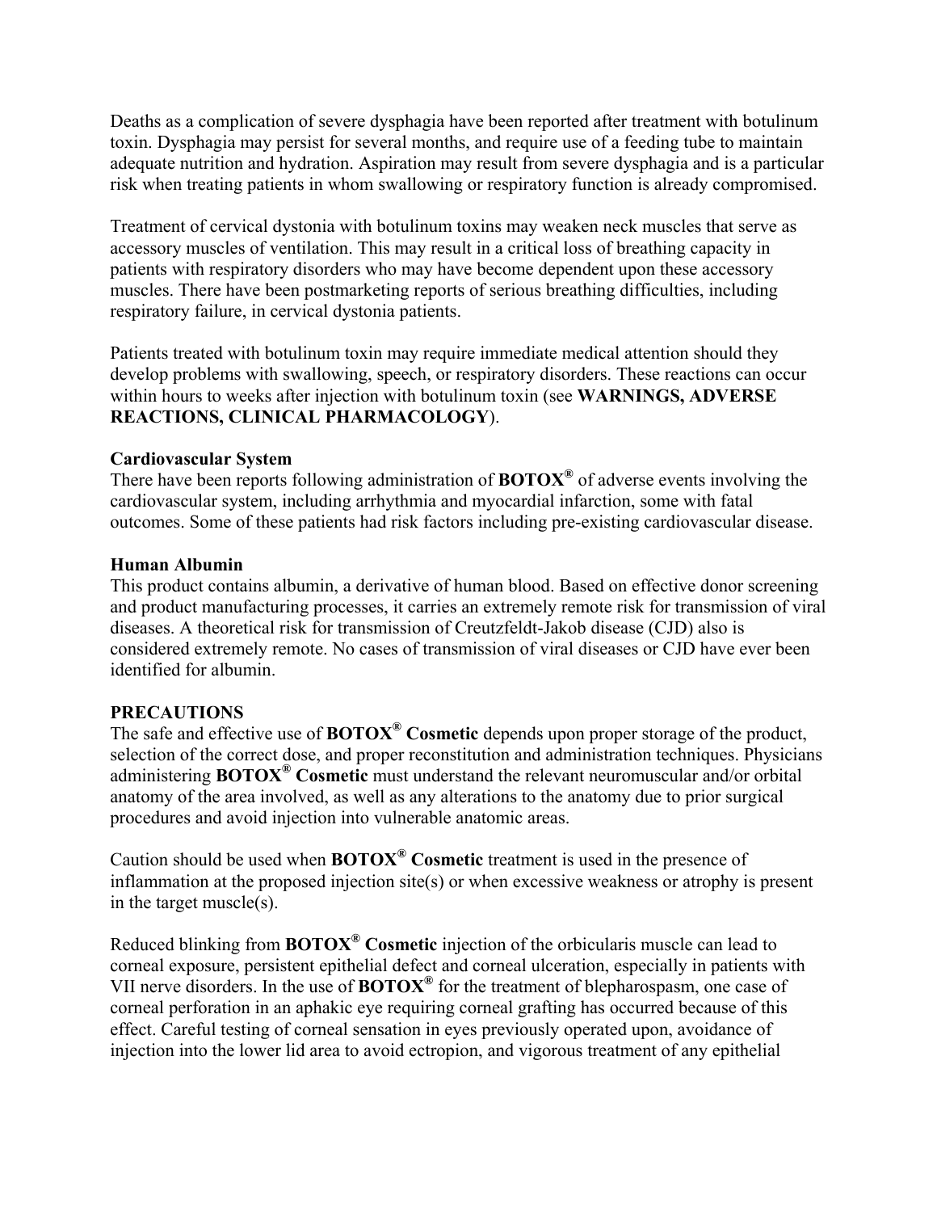Deaths as a complication of severe dysphagia have been reported after treatment with botulinum toxin. Dysphagia may persist for several months, and require use of a feeding tube to maintain adequate nutrition and hydration. Aspiration may result from severe dysphagia and is a particular risk when treating patients in whom swallowing or respiratory function is already compromised.

Treatment of cervical dystonia with botulinum toxins may weaken neck muscles that serve as accessory muscles of ventilation. This may result in a critical loss of breathing capacity in patients with respiratory disorders who may have become dependent upon these accessory muscles. There have been postmarketing reports of serious breathing difficulties, including respiratory failure, in cervical dystonia patients.

Patients treated with botulinum toxin may require immediate medical attention should they develop problems with swallowing, speech, or respiratory disorders. These reactions can occur within hours to weeks after injection with botulinum toxin (see **WARNINGS, ADVERSE REACTIONS, CLINICAL PHARMACOLOGY**).

**Cardiovascular System**

There have been reports following administration of **BOTOX®** of adverse events involving the cardiovascular system, including arrhythmia and myocardial infarction, some with fatal outcomes. Some of these patients had risk factors including pre-existing cardiovascular disease.

**Human Albumin**

This product contains albumin, a derivative of human blood. Based on effective donor screening and product manufacturing processes, it carries an extremely remote risk for transmission of viral diseases. A theoretical risk for transmission of Creutzfeldt-Jakob disease (CJD) also is considered extremely remote. No cases of transmission of viral diseases or CJD have ever been identified for albumin.

**PRECAUTIONS**

The safe and effective use of **BOTOX® Cosmetic** depends upon proper storage of the product, selection of the correct dose, and proper reconstitution and administration techniques. Physicians administering **BOTOX® Cosmetic** must understand the relevant neuromuscular and/or orbital anatomy of the area involved, as well as any alterations to the anatomy due to prior surgical procedures and avoid injection into vulnerable anatomic areas.

Caution should be used when **BOTOX® Cosmetic** treatment is used in the presence of inflammation at the proposed injection site(s) or when excessive weakness or atrophy is present in the target muscle(s).

Reduced blinking from **BOTOX® Cosmetic** injection of the orbicularis muscle can lead to corneal exposure, persistent epithelial defect and corneal ulceration, especially in patients with VII nerve disorders. In the use of **BOTOX®** for the treatment of blepharospasm, one case of corneal perforation in an aphakic eye requiring corneal grafting has occurred because of this effect. Careful testing of corneal sensation in eyes previously operated upon, avoidance of injection into the lower lid area to avoid ectropion, and vigorous treatment of any epithelial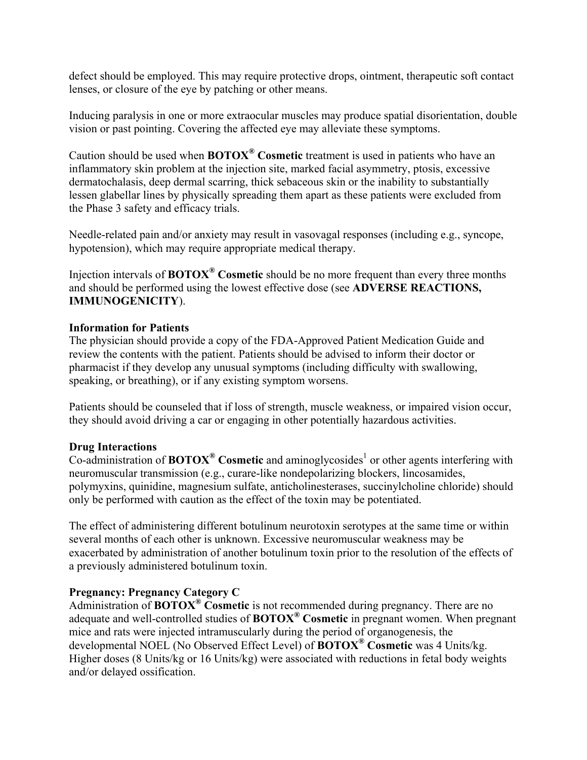defect should be employed. This may require protective drops, ointment, therapeutic soft contact lenses, or closure of the eye by patching or other means.

Inducing paralysis in one or more extraocular muscles may produce spatial disorientation, double vision or past pointing. Covering the affected eye may alleviate these symptoms.

Caution should be used when **BOTOX® Cosmetic** treatment is used in patients who have an inflammatory skin problem at the injection site, marked facial asymmetry, ptosis, excessive dermatochalasis, deep dermal scarring, thick sebaceous skin or the inability to substantially lessen glabellar lines by physically spreading them apart as these patients were excluded from the Phase 3 safety and efficacy trials.

Needle-related pain and/or anxiety may result in vasovagal responses (including e.g., syncope, hypotension), which may require appropriate medical therapy.

Injection intervals of **BOTOX® Cosmetic** should be no more frequent than every three months and should be performed using the lowest effective dose (see **ADVERSE REACTIONS, IMMUNOGENICITY**).

**Information for Patients**

The physician should provide a copy of the FDA-Approved Patient Medication Guide and review the contents with the patient. Patients should be advised to inform their doctor or pharmacist if they develop any unusual symptoms (including difficulty with swallowing, speaking, or breathing), or if any existing symptom worsens.

Patients should be counseled that if loss of strength, muscle weakness, or impaired vision occur, they should avoid driving a car or engaging in other potentially hazardous activities.

**Drug Interactions**

Co-administration of **BOTOX® Cosmetic** and aminoglycosides[1] or other agents interfering with neuromuscular transmission (e.g., curare-like nondepolarizing blockers, lincosamides, polymyxins, quinidine, magnesium sulfate, anticholinesterases, succinylcholine chloride) should only be performed with caution as the effect of the toxin may be potentiated.

The effect of administering different botulinum neurotoxin serotypes at the same time or within several months of each other is unknown. Excessive neuromuscular weakness may be exacerbated by administration of another botulinum toxin prior to the resolution of the effects of a previously administered botulinum toxin.

**Pregnancy: Pregnancy Category C**

Administration of **BOTOX® Cosmetic** is not recommended during pregnancy. There are no adequate and well-controlled studies of **BOTOX® Cosmetic** in pregnant women. When pregnant mice and rats were injected intramuscularly during the period of organogenesis, the developmental NOEL (No Observed Effect Level) of **BOTOX® Cosmetic** was 4 Units/kg. Higher doses (8 Units/kg or 16 Units/kg) were associated with reductions in fetal body weights and/or delayed ossification.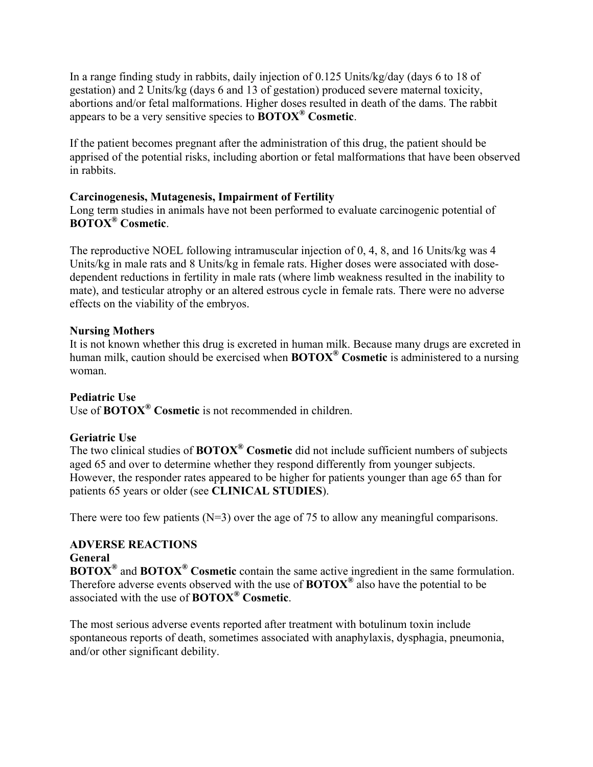In a range finding study in rabbits, daily injection of 0.125 Units/kg/day (days 6 to 18 of gestation) and 2 Units/kg (days 6 and 13 of gestation) produced severe maternal toxicity, abortions and/or fetal malformations. Higher doses resulted in death of the dams. The rabbit appears to be a very sensitive species to **BOTOX® Cosmetic**.

If the patient becomes pregnant after the administration of this drug, the patient should be apprised of the potential risks, including abortion or fetal malformations that have been observed in rabbits.

**Carcinogenesis, Mutagenesis, Impairment of Fertility**

Long term studies in animals have not been performed to evaluate carcinogenic potential of **BOTOX® Cosmetic**.

The reproductive NOEL following intramuscular injection of 0, 4, 8, and 16 Units/kg was 4 Units/kg in male rats and 8 Units/kg in female rats. Higher doses were associated with dose-dependent reductions in fertility in male rats (where limb weakness resulted in the inability to mate), and testicular atrophy or an altered estrous cycle in female rats. There were no adverse effects on the viability of the embryos.

**Nursing Mothers**

It is not known whether this drug is excreted in human milk. Because many drugs are excreted in human milk, caution should be exercised when **BOTOX® Cosmetic** is administered to a nursing woman.

**Pediatric Use**

Use of **BOTOX® Cosmetic** is not recommended in children.

**Geriatric Use**

The two clinical studies of **BOTOX® Cosmetic** did not include sufficient numbers of subjects aged 65 and over to determine whether they respond differently from younger subjects. However, the responder rates appeared to be higher for patients younger than age 65 than for patients 65 years or older (see **CLINICAL STUDIES**).

There were too few patients (N=3) over the age of 75 to allow any meaningful comparisons.

## ADVERSE REACTIONS

**General**

**BOTOX®** and **BOTOX® Cosmetic** contain the same active ingredient in the same formulation. Therefore adverse events observed with the use of **BOTOX®** also have the potential to be associated with the use of **BOTOX® Cosmetic**.

The most serious adverse events reported after treatment with botulinum toxin include spontaneous reports of death, sometimes associated with anaphylaxis, dysphagia, pneumonia, and/or other significant debility.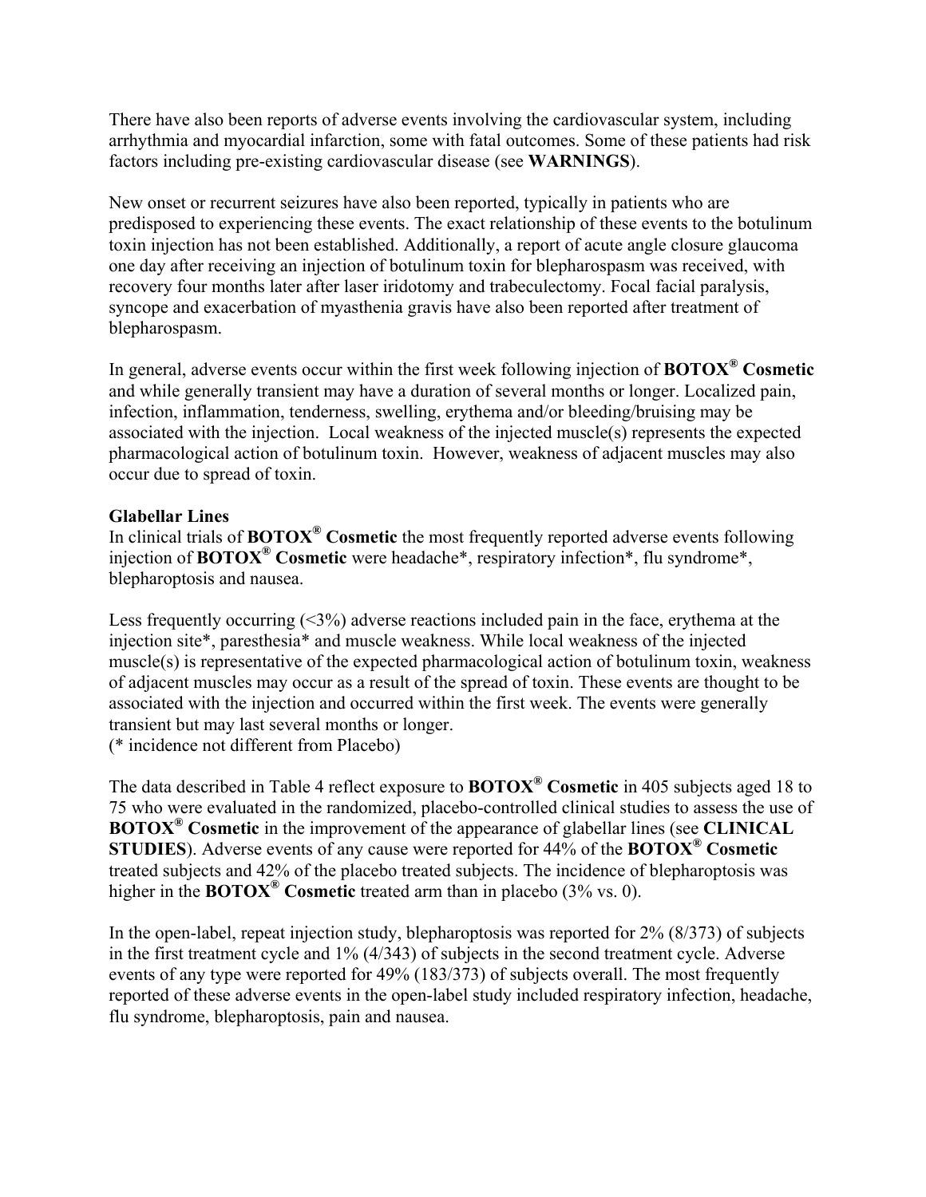There have also been reports of adverse events involving the cardiovascular system, including arrhythmia and myocardial infarction, some with fatal outcomes. Some of these patients had risk factors including pre-existing cardiovascular disease (see **WARNINGS**).

New onset or recurrent seizures have also been reported, typically in patients who are predisposed to experiencing these events. The exact relationship of these events to the botulinum toxin injection has not been established. Additionally, a report of acute angle closure glaucoma one day after receiving an injection of botulinum toxin for blepharospasm was received, with recovery four months later after laser iridotomy and trabeculectomy. Focal facial paralysis, syncope and exacerbation of myasthenia gravis have also been reported after treatment of blepharospasm.

In general, adverse events occur within the first week following injection of **BOTOX® Cosmetic** and while generally transient may have a duration of several months or longer. Localized pain, infection, inflammation, tenderness, swelling, erythema and/or bleeding/bruising may be associated with the injection. Local weakness of the injected muscle(s) represents the expected pharmacological action of botulinum toxin. However, weakness of adjacent muscles may also occur due to spread of toxin.

**Glabellar Lines**

In clinical trials of **BOTOX® Cosmetic** the most frequently reported adverse events following injection of **BOTOX® Cosmetic** were headache*, respiratory infection*, flu syndrome*, blepharoptosis and nausea.

Less frequently occurring (<3%) adverse reactions included pain in the face, erythema at the injection site*, paresthesia* and muscle weakness. While local weakness of the injected muscle(s) is representative of the expected pharmacological action of botulinum toxin, weakness of adjacent muscles may occur as a result of the spread of toxin. These events are thought to be associated with the injection and occurred within the first week. The events were generally transient but may last several months or longer.
(* incidence not different from Placebo)

The data described in Table 4 reflect exposure to **BOTOX® Cosmetic** in 405 subjects aged 18 to 75 who were evaluated in the randomized, placebo-controlled clinical studies to assess the use of **BOTOX® Cosmetic** in the improvement of the appearance of glabellar lines (see **CLINICAL STUDIES**). Adverse events of any cause were reported for 44% of the **BOTOX® Cosmetic** treated subjects and 42% of the placebo treated subjects. The incidence of blepharoptosis was higher in the **BOTOX® Cosmetic** treated arm than in placebo (3% vs. 0).

In the open-label, repeat injection study, blepharoptosis was reported for 2% (8/373) of subjects in the first treatment cycle and 1% (4/343) of subjects in the second treatment cycle. Adverse events of any type were reported for 49% (183/373) of subjects overall. The most frequently reported of these adverse events in the open-label study included respiratory infection, headache, flu syndrome, blepharoptosis, pain and nausea.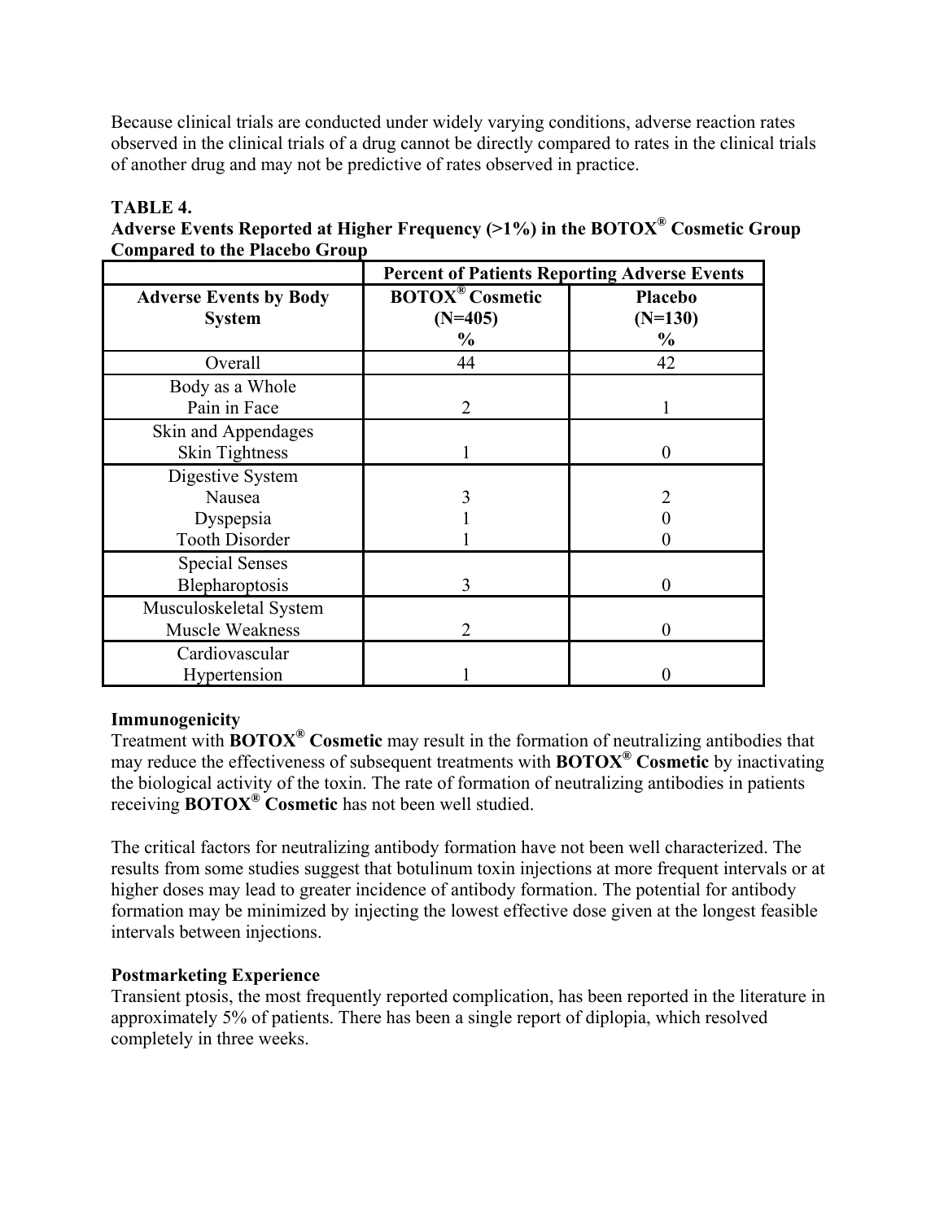Because clinical trials are conducted under widely varying conditions, adverse reaction rates observed in the clinical trials of a drug cannot be directly compared to rates in the clinical trials of another drug and may not be predictive of rates observed in practice.

**TABLE 4.**
**Adverse Events Reported at Higher Frequency (>1%) in the BOTOX® Cosmetic Group Compared to the Placebo Group**

| | Percent of Patients Reporting Adverse Events | |
|---|---|---|
| **Adverse Events by Body System** | **BOTOX® Cosmetic (N=405) %** | **Placebo (N=130) %** |
| Overall | 44 | 42 |
| Body as a Whole | | |
| Pain in Face | 2 | 1 |
| Skin and Appendages | | |
| Skin Tightness | 1 | 0 |
| Digestive System | | |
| Nausea | 3 | 2 |
| Dyspepsia | 1 | 0 |
| Tooth Disorder | 1 | 0 |
| Special Senses | | |
| Blepharoptosis | 3 | 0 |
| Musculoskeletal System | | |
| Muscle Weakness | 2 | 0 |
| Cardiovascular | | |
| Hypertension | 1 | 0 |

**Immunogenicity**

Treatment with **BOTOX® Cosmetic** may result in the formation of neutralizing antibodies that may reduce the effectiveness of subsequent treatments with **BOTOX® Cosmetic** by inactivating the biological activity of the toxin. The rate of formation of neutralizing antibodies in patients receiving **BOTOX® Cosmetic** has not been well studied.

The critical factors for neutralizing antibody formation have not been well characterized. The results from some studies suggest that botulinum toxin injections at more frequent intervals or at higher doses may lead to greater incidence of antibody formation. The potential for antibody formation may be minimized by injecting the lowest effective dose given at the longest feasible intervals between injections.

**Postmarketing Experience**

Transient ptosis, the most frequently reported complication, has been reported in the literature in approximately 5% of patients. There has been a single report of diplopia, which resolved completely in three weeks.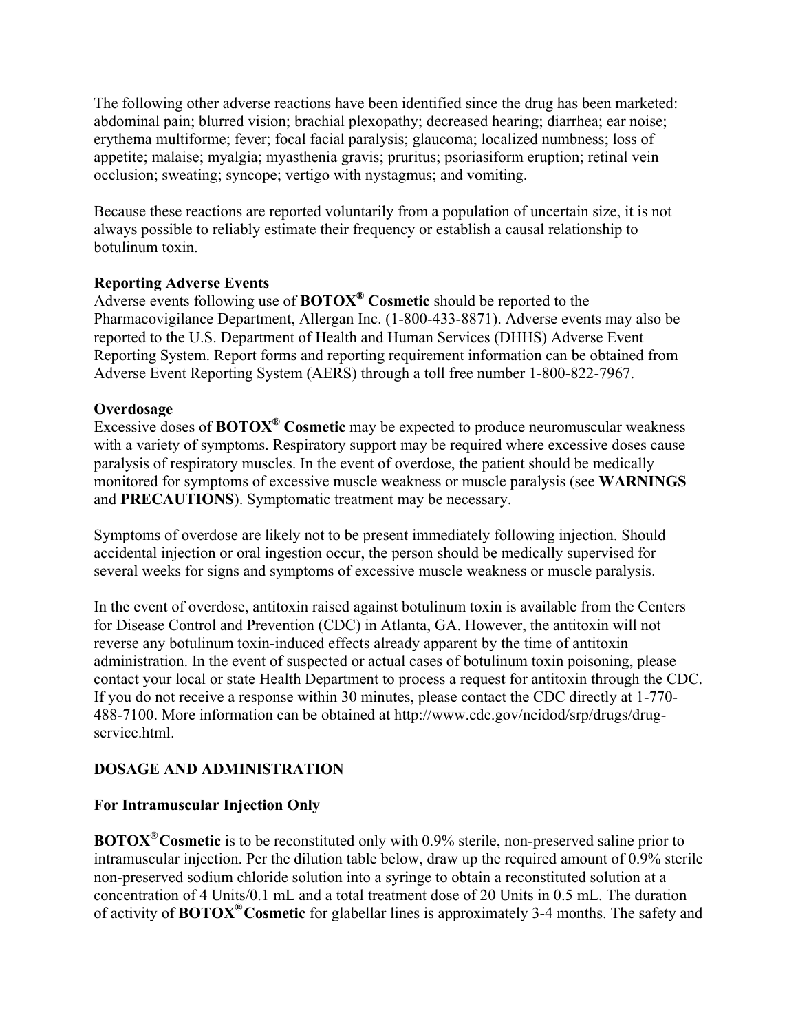The following other adverse reactions have been identified since the drug has been marketed: abdominal pain; blurred vision; brachial plexopathy; decreased hearing; diarrhea; ear noise; erythema multiforme; fever; focal facial paralysis; glaucoma; localized numbness; loss of appetite; malaise; myalgia; myasthenia gravis; pruritus; psoriasiform eruption; retinal vein occlusion; sweating; syncope; vertigo with nystagmus; and vomiting.

Because these reactions are reported voluntarily from a population of uncertain size, it is not always possible to reliably estimate their frequency or establish a causal relationship to botulinum toxin.

**Reporting Adverse Events**

Adverse events following use of **BOTOX® Cosmetic** should be reported to the Pharmacovigilance Department, Allergan Inc. (1-800-433-8871). Adverse events may also be reported to the U.S. Department of Health and Human Services (DHHS) Adverse Event Reporting System. Report forms and reporting requirement information can be obtained from Adverse Event Reporting System (AERS) through a toll free number 1-800-822-7967.

**Overdosage**

Excessive doses of **BOTOX® Cosmetic** may be expected to produce neuromuscular weakness with a variety of symptoms. Respiratory support may be required where excessive doses cause paralysis of respiratory muscles. In the event of overdose, the patient should be medically monitored for symptoms of excessive muscle weakness or muscle paralysis (see **WARNINGS** and **PRECAUTIONS**). Symptomatic treatment may be necessary.

Symptoms of overdose are likely not to be present immediately following injection. Should accidental injection or oral ingestion occur, the person should be medically supervised for several weeks for signs and symptoms of excessive muscle weakness or muscle paralysis.

In the event of overdose, antitoxin raised against botulinum toxin is available from the Centers for Disease Control and Prevention (CDC) in Atlanta, GA. However, the antitoxin will not reverse any botulinum toxin-induced effects already apparent by the time of antitoxin administration. In the event of suspected or actual cases of botulinum toxin poisoning, please contact your local or state Health Department to process a request for antitoxin through the CDC. If you do not receive a response within 30 minutes, please contact the CDC directly at 1-770-488-7100. More information can be obtained at http://www.cdc.gov/ncidod/srp/drugs/drug-service.html.

## DOSAGE AND ADMINISTRATION

**For Intramuscular Injection Only**

**BOTOX® Cosmetic** is to be reconstituted only with 0.9% sterile, non-preserved saline prior to intramuscular injection. Per the dilution table below, draw up the required amount of 0.9% sterile non-preserved sodium chloride solution into a syringe to obtain a reconstituted solution at a concentration of 4 Units/0.1 mL and a total treatment dose of 20 Units in 0.5 mL. The duration of activity of **BOTOX® Cosmetic** for glabellar lines is approximately 3-4 months. The safety and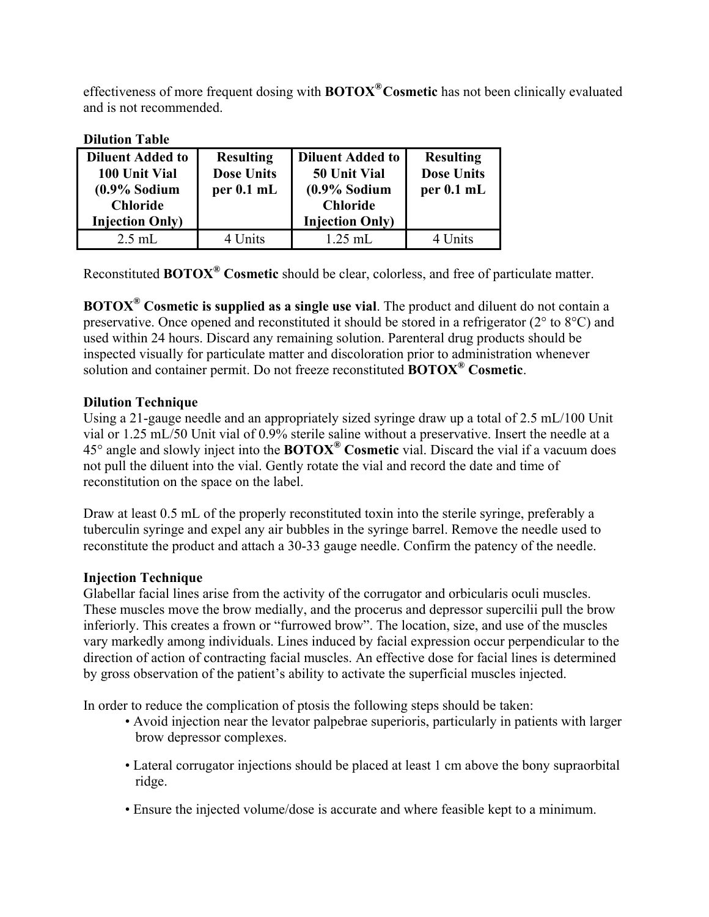effectiveness of more frequent dosing with **BOTOX® Cosmetic** has not been clinically evaluated and is not recommended.

**Dilution Table**

| Diluent Added to 100 Unit Vial (0.9% Sodium Chloride Injection Only) | Resulting Dose Units per 0.1 mL | Diluent Added to 50 Unit Vial (0.9% Sodium Chloride Injection Only) | Resulting Dose Units per 0.1 mL |
|---|---|---|---|
| 2.5 mL | 4 Units | 1.25 mL | 4 Units |

Reconstituted **BOTOX® Cosmetic** should be clear, colorless, and free of particulate matter.

**BOTOX® Cosmetic is supplied as a single use vial**. The product and diluent do not contain a preservative. Once opened and reconstituted it should be stored in a refrigerator (2° to 8°C) and used within 24 hours. Discard any remaining solution. Parenteral drug products should be inspected visually for particulate matter and discoloration prior to administration whenever solution and container permit. Do not freeze reconstituted **BOTOX® Cosmetic**.

**Dilution Technique**

Using a 21-gauge needle and an appropriately sized syringe draw up a total of 2.5 mL/100 Unit vial or 1.25 mL/50 Unit vial of 0.9% sterile saline without a preservative. Insert the needle at a 45° angle and slowly inject into the **BOTOX® Cosmetic** vial. Discard the vial if a vacuum does not pull the diluent into the vial. Gently rotate the vial and record the date and time of reconstitution on the space on the label.

Draw at least 0.5 mL of the properly reconstituted toxin into the sterile syringe, preferably a tuberculin syringe and expel any air bubbles in the syringe barrel. Remove the needle used to reconstitute the product and attach a 30-33 gauge needle. Confirm the patency of the needle.

**Injection Technique**

Glabellar facial lines arise from the activity of the corrugator and orbicularis oculi muscles. These muscles move the brow medially, and the procerus and depressor supercilii pull the brow inferiorly. This creates a frown or "furrowed brow". The location, size, and use of the muscles vary markedly among individuals. Lines induced by facial expression occur perpendicular to the direction of action of contracting facial muscles. An effective dose for facial lines is determined by gross observation of the patient's ability to activate the superficial muscles injected.

In order to reduce the complication of ptosis the following steps should be taken:

- Avoid injection near the levator palpebrae superioris, particularly in patients with larger brow depressor complexes.
- Lateral corrugator injections should be placed at least 1 cm above the bony supraorbital ridge.
- Ensure the injected volume/dose is accurate and where feasible kept to a minimum.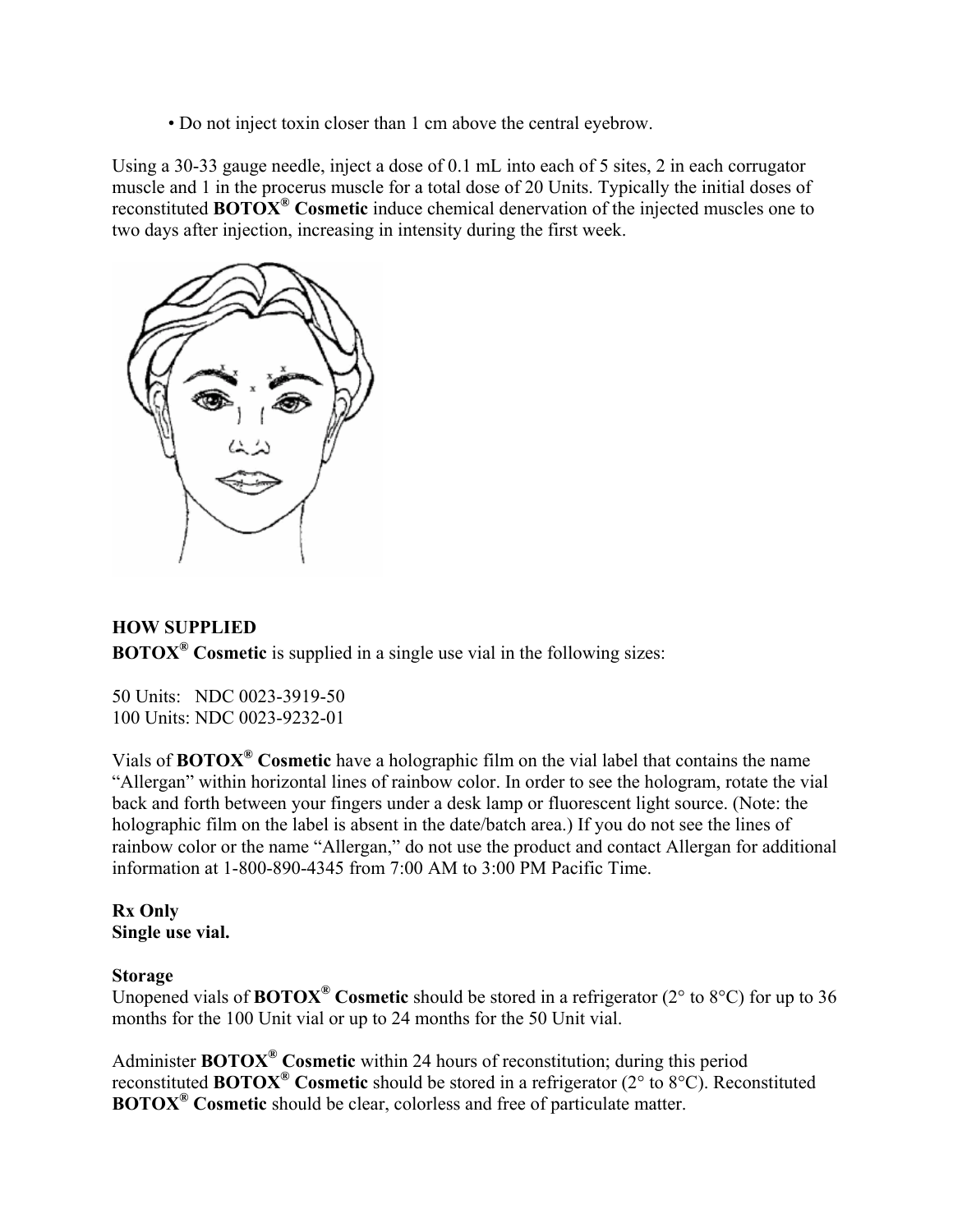- Do not inject toxin closer than 1 cm above the central eyebrow.

Using a 30-33 gauge needle, inject a dose of 0.1 mL into each of 5 sites, 2 in each corrugator muscle and 1 in the procerus muscle for a total dose of 20 Units. Typically the initial doses of reconstituted **BOTOX® Cosmetic** induce chemical denervation of the injected muscles one to two days after injection, increasing in intensity during the first week.

**HOW SUPPLIED**

**BOTOX® Cosmetic** is supplied in a single use vial in the following sizes:

50 Units: NDC 0023-3919-50
100 Units: NDC 0023-9232-01

Vials of **BOTOX® Cosmetic** have a holographic film on the vial label that contains the name "Allergan" within horizontal lines of rainbow color. In order to see the hologram, rotate the vial back and forth between your fingers under a desk lamp or fluorescent light source. (Note: the holographic film on the label is absent in the date/batch area.) If you do not see the lines of rainbow color or the name "Allergan," do not use the product and contact Allergan for additional information at 1-800-890-4345 from 7:00 AM to 3:00 PM Pacific Time.

**Rx Only**
**Single use vial.**

**Storage**

Unopened vials of **BOTOX® Cosmetic** should be stored in a refrigerator (2° to 8°C) for up to 36 months for the 100 Unit vial or up to 24 months for the 50 Unit vial.

Administer **BOTOX® Cosmetic** within 24 hours of reconstitution; during this period reconstituted **BOTOX® Cosmetic** should be stored in a refrigerator (2° to 8°C). Reconstituted **BOTOX® Cosmetic** should be clear, colorless and free of particulate matter.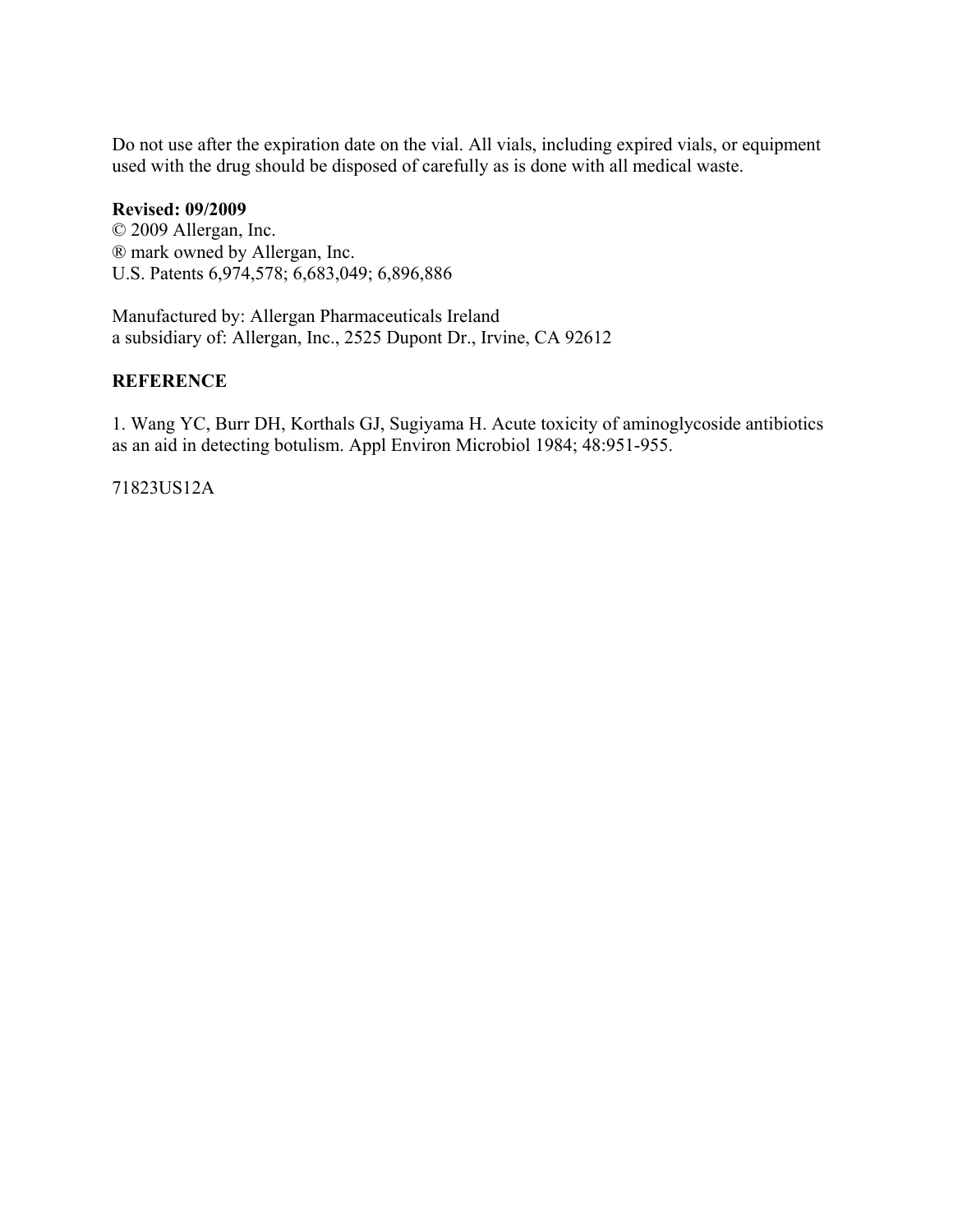Do not use after the expiration date on the vial. All vials, including expired vials, or equipment used with the drug should be disposed of carefully as is done with all medical waste.

**Revised: 09/2009**
© 2009 Allergan, Inc.
® mark owned by Allergan, Inc.
U.S. Patents 6,974,578; 6,683,049; 6,896,886

Manufactured by: Allergan Pharmaceuticals Ireland
a subsidiary of: Allergan, Inc., 2525 Dupont Dr., Irvine, CA 92612

**REFERENCE**

1. Wang YC, Burr DH, Korthals GJ, Sugiyama H. Acute toxicity of aminoglycoside antibiotics as an aid in detecting botulism. Appl Environ Microbiol 1984; 48:951-955.

71823US12A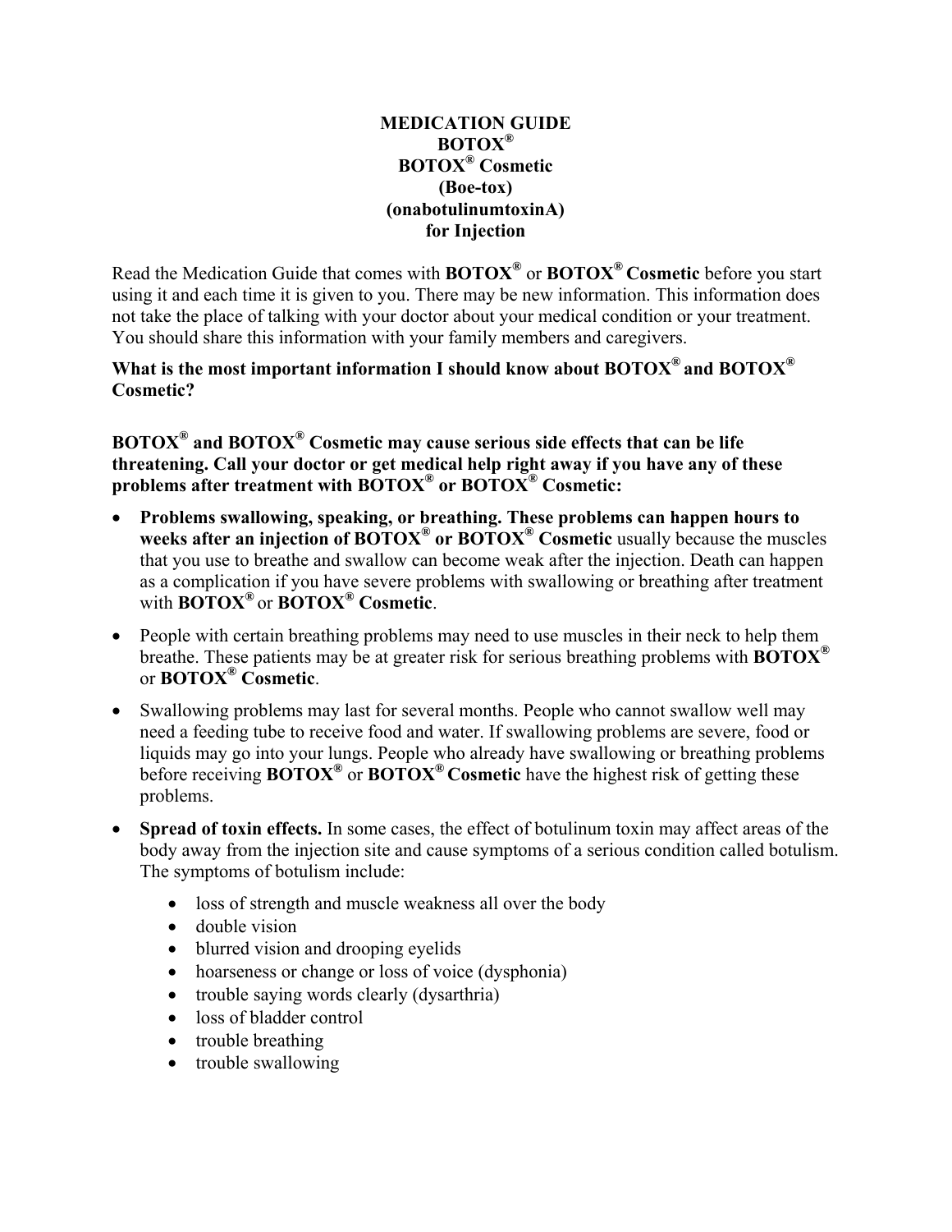**MEDICATION GUIDE**
**BOTOX®**
**BOTOX® Cosmetic**
**(Boe-tox)**
**(onabotulinumtoxinA)**
**for Injection**

Read the Medication Guide that comes with **BOTOX®** or **BOTOX® Cosmetic** before you start using it and each time it is given to you. There may be new information. This information does not take the place of talking with your doctor about your medical condition or your treatment. You should share this information with your family members and caregivers.

**What is the most important information I should know about BOTOX® and BOTOX® Cosmetic?**

**BOTOX® and BOTOX® Cosmetic may cause serious side effects that can be life threatening. Call your doctor or get medical help right away if you have any of these problems after treatment with BOTOX® or BOTOX® Cosmetic:**

- **Problems swallowing, speaking, or breathing. These problems can happen hours to weeks after an injection of BOTOX® or BOTOX® Cosmetic** usually because the muscles that you use to breathe and swallow can become weak after the injection. Death can happen as a complication if you have severe problems with swallowing or breathing after treatment with **BOTOX®** or **BOTOX® Cosmetic**.
- People with certain breathing problems may need to use muscles in their neck to help them breathe. These patients may be at greater risk for serious breathing problems with **BOTOX®** or **BOTOX® Cosmetic**.
- Swallowing problems may last for several months. People who cannot swallow well may need a feeding tube to receive food and water. If swallowing problems are severe, food or liquids may go into your lungs. People who already have swallowing or breathing problems before receiving **BOTOX®** or **BOTOX® Cosmetic** have the highest risk of getting these problems.
- **Spread of toxin effects.** In some cases, the effect of botulinum toxin may affect areas of the body away from the injection site and cause symptoms of a serious condition called botulism. The symptoms of botulism include:
  - loss of strength and muscle weakness all over the body
  - double vision
  - blurred vision and drooping eyelids
  - hoarseness or change or loss of voice (dysphonia)
  - trouble saying words clearly (dysarthria)
  - loss of bladder control
  - trouble breathing
  - trouble swallowing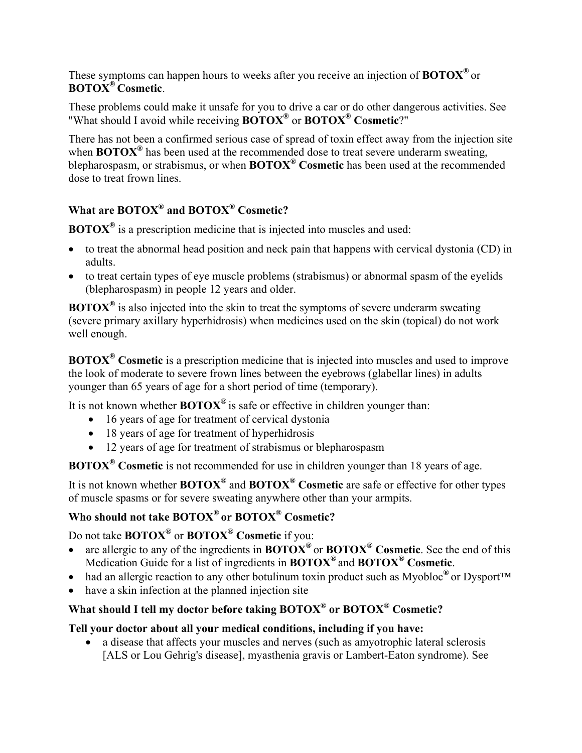These symptoms can happen hours to weeks after you receive an injection of **BOTOX®** or **BOTOX® Cosmetic**.

These problems could make it unsafe for you to drive a car or do other dangerous activities. See "What should I avoid while receiving **BOTOX®** or **BOTOX® Cosmetic**?"

There has not been a confirmed serious case of spread of toxin effect away from the injection site when **BOTOX®** has been used at the recommended dose to treat severe underarm sweating, blepharospasm, or strabismus, or when **BOTOX® Cosmetic** has been used at the recommended dose to treat frown lines.

## What are BOTOX® and BOTOX® Cosmetic?

**BOTOX®** is a prescription medicine that is injected into muscles and used:

- to treat the abnormal head position and neck pain that happens with cervical dystonia (CD) in adults.
- to treat certain types of eye muscle problems (strabismus) or abnormal spasm of the eyelids (blepharospasm) in people 12 years and older.

**BOTOX®** is also injected into the skin to treat the symptoms of severe underarm sweating (severe primary axillary hyperhidrosis) when medicines used on the skin (topical) do not work well enough.

**BOTOX® Cosmetic** is a prescription medicine that is injected into muscles and used to improve the look of moderate to severe frown lines between the eyebrows (glabellar lines) in adults younger than 65 years of age for a short period of time (temporary).

It is not known whether **BOTOX®** is safe or effective in children younger than:

- 16 years of age for treatment of cervical dystonia
- 18 years of age for treatment of hyperhidrosis
- 12 years of age for treatment of strabismus or blepharospasm

**BOTOX® Cosmetic** is not recommended for use in children younger than 18 years of age.

It is not known whether **BOTOX®** and **BOTOX® Cosmetic** are safe or effective for other types of muscle spasms or for severe sweating anywhere other than your armpits.

## Who should not take BOTOX® or BOTOX® Cosmetic?

Do not take **BOTOX®** or **BOTOX® Cosmetic** if you:

- are allergic to any of the ingredients in **BOTOX®** or **BOTOX® Cosmetic**. See the end of this Medication Guide for a list of ingredients in **BOTOX®** and **BOTOX® Cosmetic**.
- had an allergic reaction to any other botulinum toxin product such as Myobloc® or Dysport™
- have a skin infection at the planned injection site

## What should I tell my doctor before taking BOTOX® or BOTOX® Cosmetic?

**Tell your doctor about all your medical conditions, including if you have:**

- a disease that affects your muscles and nerves (such as amyotrophic lateral sclerosis [ALS or Lou Gehrig's disease], myasthenia gravis or Lambert-Eaton syndrome). See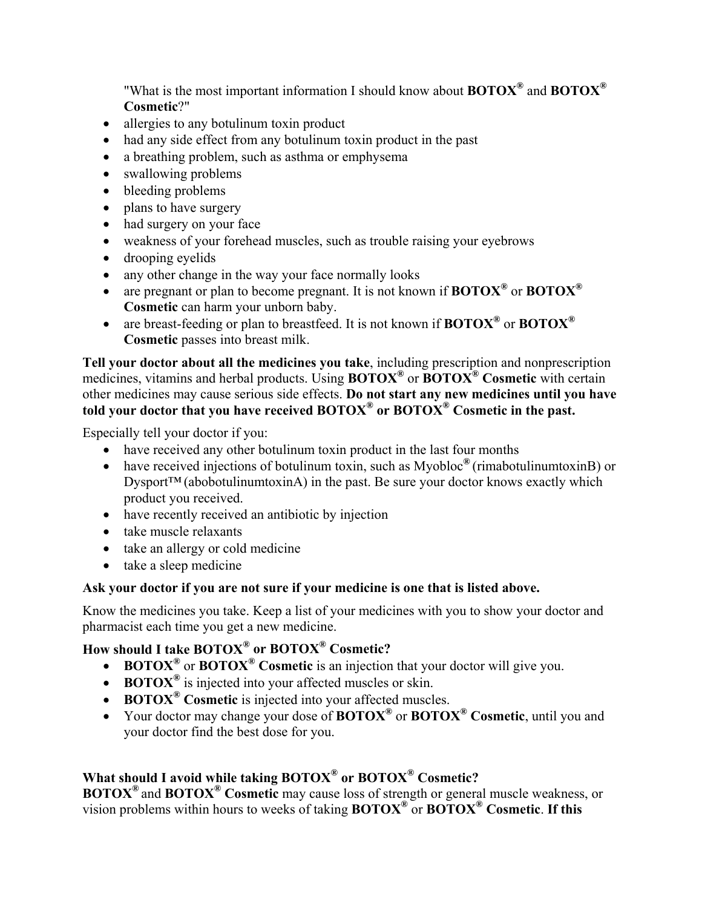"What is the most important information I should know about **BOTOX®** and **BOTOX® Cosmetic**?"

- allergies to any botulinum toxin product
- had any side effect from any botulinum toxin product in the past
- a breathing problem, such as asthma or emphysema
- swallowing problems
- bleeding problems
- plans to have surgery
- had surgery on your face
- weakness of your forehead muscles, such as trouble raising your eyebrows
- drooping eyelids
- any other change in the way your face normally looks
- are pregnant or plan to become pregnant. It is not known if **BOTOX®** or **BOTOX® Cosmetic** can harm your unborn baby.
- are breast-feeding or plan to breastfeed. It is not known if **BOTOX®** or **BOTOX® Cosmetic** passes into breast milk.

**Tell your doctor about all the medicines you take**, including prescription and nonprescription medicines, vitamins and herbal products. Using **BOTOX®** or **BOTOX® Cosmetic** with certain other medicines may cause serious side effects. **Do not start any new medicines until you have told your doctor that you have received BOTOX® or BOTOX® Cosmetic in the past.**

Especially tell your doctor if you:

- have received any other botulinum toxin product in the last four months
- have received injections of botulinum toxin, such as Myobloc® (rimabotulinumtoxinB) or Dysport™ (abobotulinumtoxinA) in the past. Be sure your doctor knows exactly which product you received.
- have recently received an antibiotic by injection
- take muscle relaxants
- take an allergy or cold medicine
- take a sleep medicine

**Ask your doctor if you are not sure if your medicine is one that is listed above.**

Know the medicines you take. Keep a list of your medicines with you to show your doctor and pharmacist each time you get a new medicine.

**How should I take BOTOX® or BOTOX® Cosmetic?**

- **BOTOX®** or **BOTOX® Cosmetic** is an injection that your doctor will give you.
- **BOTOX®** is injected into your affected muscles or skin.
- **BOTOX® Cosmetic** is injected into your affected muscles.
- Your doctor may change your dose of **BOTOX®** or **BOTOX® Cosmetic**, until you and your doctor find the best dose for you.

**What should I avoid while taking BOTOX® or BOTOX® Cosmetic?**

**BOTOX®** and **BOTOX® Cosmetic** may cause loss of strength or general muscle weakness, or vision problems within hours to weeks of taking **BOTOX®** or **BOTOX® Cosmetic**. **If this**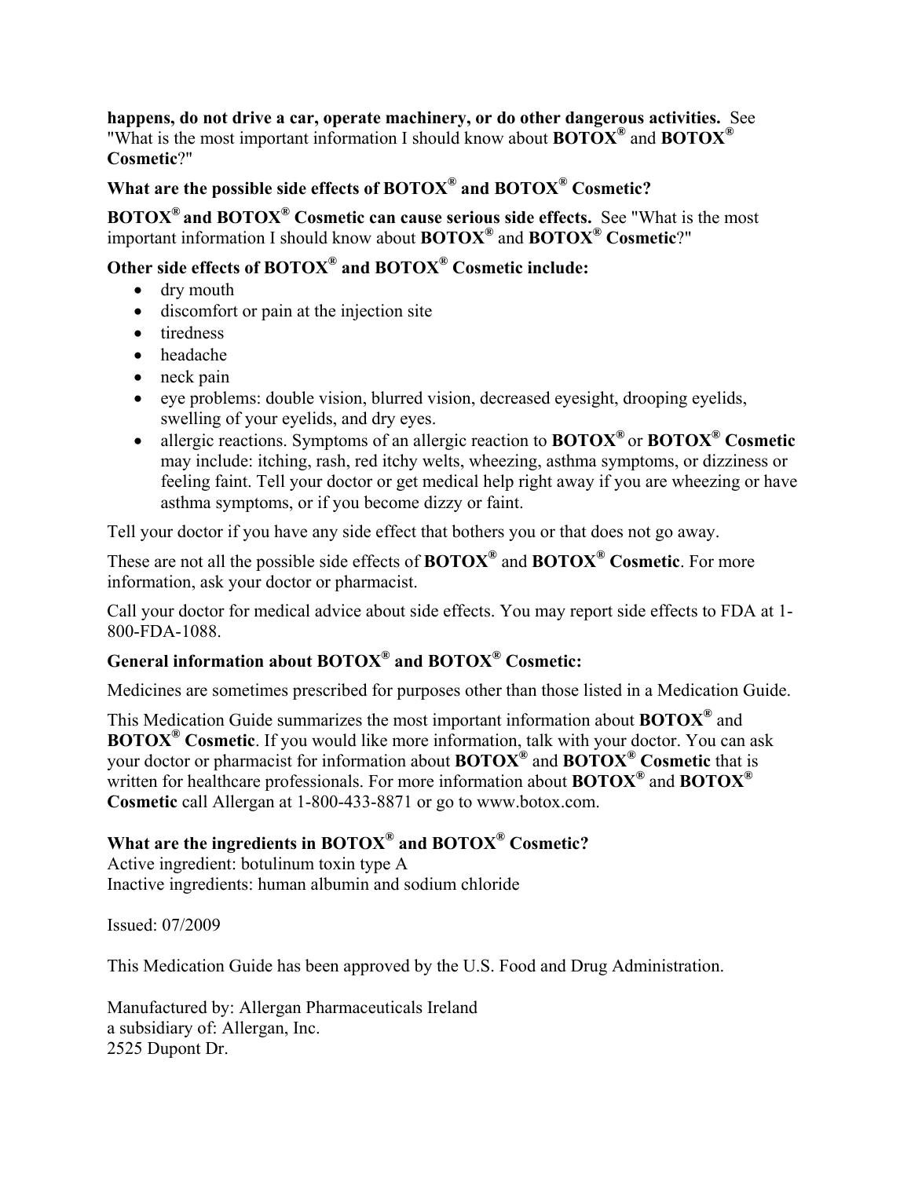**happens, do not drive a car, operate machinery, or do other dangerous activities.** See "What is the most important information I should know about **BOTOX®** and **BOTOX® Cosmetic**?"

**What are the possible side effects of BOTOX® and BOTOX® Cosmetic?**

**BOTOX® and BOTOX® Cosmetic can cause serious side effects.** See "What is the most important information I should know about **BOTOX®** and **BOTOX® Cosmetic**?"

**Other side effects of BOTOX® and BOTOX® Cosmetic include:**

- dry mouth
- discomfort or pain at the injection site
- tiredness
- headache
- neck pain
- eye problems: double vision, blurred vision, decreased eyesight, drooping eyelids, swelling of your eyelids, and dry eyes.
- allergic reactions. Symptoms of an allergic reaction to **BOTOX®** or **BOTOX® Cosmetic** may include: itching, rash, red itchy welts, wheezing, asthma symptoms, or dizziness or feeling faint. Tell your doctor or get medical help right away if you are wheezing or have asthma symptoms, or if you become dizzy or faint.

Tell your doctor if you have any side effect that bothers you or that does not go away.

These are not all the possible side effects of **BOTOX®** and **BOTOX® Cosmetic**. For more information, ask your doctor or pharmacist.

Call your doctor for medical advice about side effects. You may report side effects to FDA at 1-800-FDA-1088.

**General information about BOTOX® and BOTOX® Cosmetic:**

Medicines are sometimes prescribed for purposes other than those listed in a Medication Guide.

This Medication Guide summarizes the most important information about **BOTOX®** and **BOTOX® Cosmetic**. If you would like more information, talk with your doctor. You can ask your doctor or pharmacist for information about **BOTOX®** and **BOTOX® Cosmetic** that is written for healthcare professionals. For more information about **BOTOX®** and **BOTOX® Cosmetic** call Allergan at 1-800-433-8871 or go to www.botox.com.

**What are the ingredients in BOTOX® and BOTOX® Cosmetic?**

Active ingredient: botulinum toxin type A
Inactive ingredients: human albumin and sodium chloride

Issued: 07/2009

This Medication Guide has been approved by the U.S. Food and Drug Administration.

Manufactured by: Allergan Pharmaceuticals Ireland
a subsidiary of: Allergan, Inc.
2525 Dupont Dr.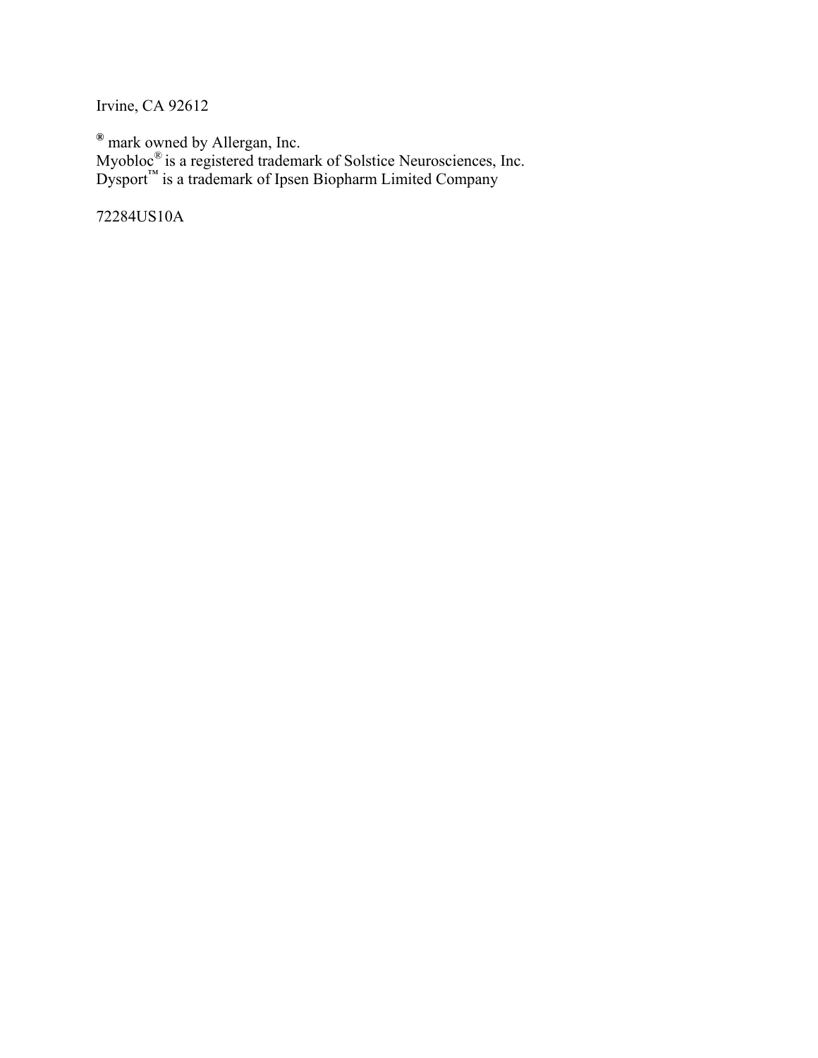Irvine, CA 92612

® mark owned by Allergan, Inc.
Myobloc® is a registered trademark of Solstice Neurosciences, Inc.
Dysport™ is a trademark of Ipsen Biopharm Limited Company

72284US10A